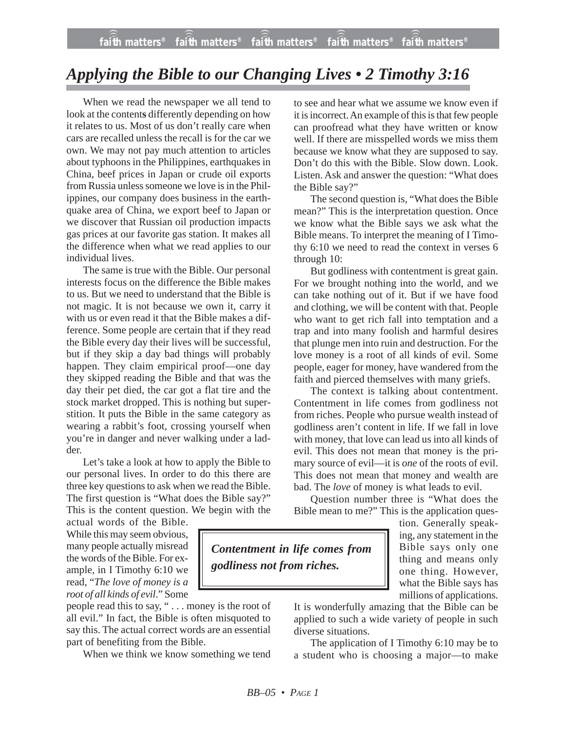# *Applying the Bible to our Changing Lives • 2 Timothy 3:16*

When we read the newspaper we all tend to look at the contents differently depending on how it relates to us. Most of us don't really care when cars are recalled unless the recall is for the car we own. We may not pay much attention to articles about typhoons in the Philippines, earthquakes in China, beef prices in Japan or crude oil exports from Russia unless someone we love is in the Philippines, our company does business in the earthquake area of China, we export beef to Japan or we discover that Russian oil production impacts gas prices at our favorite gas station. It makes all the difference when what we read applies to our individual lives.

The same is true with the Bible. Our personal interests focus on the difference the Bible makes to us. But we need to understand that the Bible is not magic. It is not because we own it, carry it with us or even read it that the Bible makes a difference. Some people are certain that if they read the Bible every day their lives will be successful, but if they skip a day bad things will probably happen. They claim empirical proof—one day they skipped reading the Bible and that was the day their pet died, the car got a flat tire and the stock market dropped. This is nothing but superstition. It puts the Bible in the same category as wearing a rabbit's foot, crossing yourself when you're in danger and never walking under a ladder.

Let's take a look at how to apply the Bible to our personal lives. In order to do this there are three key questions to ask when we read the Bible. The first question is "What does the Bible say?" This is the content question. We begin with the actual words of the Bible. While this may seem obvious, many people actually misread the words of the Bible. For example, in I Timothy 6:10 we read, "*The love of money is a root of all kinds of evil*." Some people read this to say, " . . . money is the root of all evil." In fact, the Bible is often misquoted to say this. The actual correct words are an essential part of benefiting from the Bible.

When we think we know something we tend to see and hear what we assume we know even if it is incorrect. An example of this is that few people can proofread what they have written or know well. If there are misspelled words we miss them because we know what they are supposed to say. Don't do this with the Bible. Slow down. Look. Listen. Ask and answer the question: "What does the Bible say?"

The second question is, "What does the Bible mean?" This is the interpretation question. Once we know what the Bible says we ask what the Bible means. To interpret the meaning of I Timothy 6:10 we need to read the context in verses 6 through 10:

But godliness with contentment is great gain. For we brought nothing into the world, and we can take nothing out of it. But if we have food and clothing, we will be content with that. People who want to get rich fall into temptation and a trap and into many foolish and harmful desires that plunge men into ruin and destruction. For the love money is a root of all kinds of evil. Some people, eager for money, have wandered from the faith and pierced themselves with many griefs.

The context is talking about contentment. Contentment in life comes from godliness not from riches. People who pursue wealth instead of godliness aren't content in life. If we fall in love with money, that love can lead us into all kinds of evil. This does not mean that money is the primary source of evil—it is *one* of the roots of evil. This does not mean that money and wealth are bad. The *love* of money is what leads to evil.

Question number three is "What does the Bible mean to me?" This is the application question. Generally speaking, any statement in the Bible says only one thing and means only one thing. However, what the Bible says has millions of applications. It is wonderfully amazing that the Bible can be applied to such a wide variety of people in such diverse situations.

> ***Contentment in life comes from godliness not from riches.***

The application of I Timothy 6:10 may be to a student who is choosing a major—to make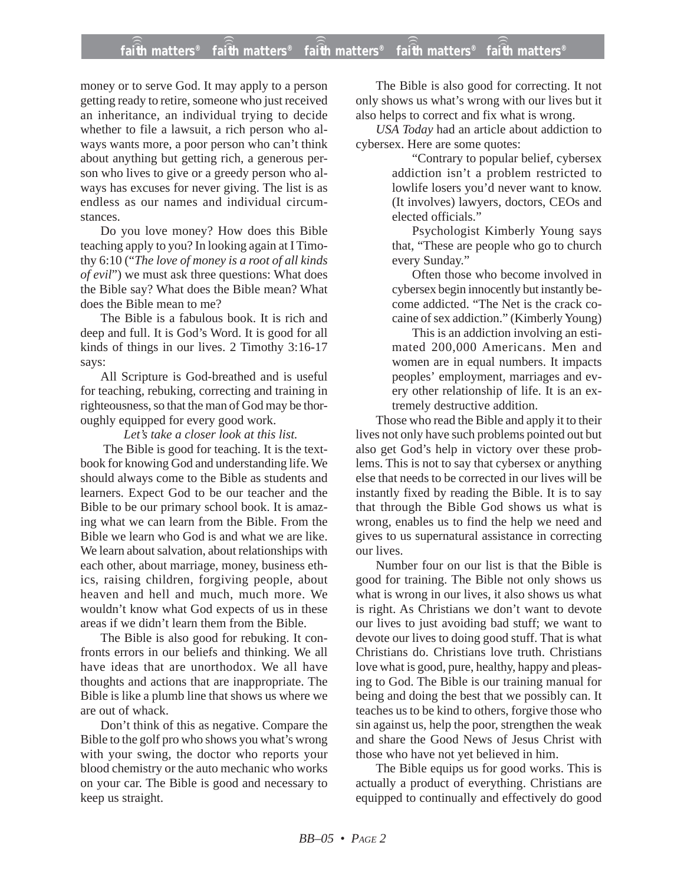money or to serve God. It may apply to a person getting ready to retire, someone who just received an inheritance, an individual trying to decide whether to file a lawsuit, a rich person who always wants more, a poor person who can't think about anything but getting rich, a generous person who lives to give or a greedy person who always has excuses for never giving. The list is as endless as our names and individual circumstances.

Do you love money? How does this Bible teaching apply to you? In looking again at I Timothy 6:10 ("*The love of money is a root of all kinds of evil*") we must ask three questions: What does the Bible say? What does the Bible mean? What does the Bible mean to me?

The Bible is a fabulous book. It is rich and deep and full. It is God's Word. It is good for all kinds of things in our lives. 2 Timothy 3:16-17 says:

All Scripture is God-breathed and is useful for teaching, rebuking, correcting and training in righteousness, so that the man of God may be thoroughly equipped for every good work.

*Let's take a closer look at this list.*

The Bible is good for teaching. It is the textbook for knowing God and understanding life. We should always come to the Bible as students and learners. Expect God to be our teacher and the Bible to be our primary school book. It is amazing what we can learn from the Bible. From the Bible we learn who God is and what we are like. We learn about salvation, about relationships with each other, about marriage, money, business ethics, raising children, forgiving people, about heaven and hell and much, much more. We wouldn't know what God expects of us in these areas if we didn't learn them from the Bible.

The Bible is also good for rebuking. It confronts errors in our beliefs and thinking. We all have ideas that are unorthodox. We all have thoughts and actions that are inappropriate. The Bible is like a plumb line that shows us where we are out of whack.

Don't think of this as negative. Compare the Bible to the golf pro who shows you what's wrong with your swing, the doctor who reports your blood chemistry or the auto mechanic who works on your car. The Bible is good and necessary to keep us straight.

The Bible is also good for correcting. It not only shows us what's wrong with our lives but it also helps to correct and fix what is wrong.

*USA Today* had an article about addiction to cybersex. Here are some quotes:

> "Contrary to popular belief, cybersex addiction isn't a problem restricted to lowlife losers you'd never want to know. (It involves) lawyers, doctors, CEOs and elected officials."
>
> Psychologist Kimberly Young says that, "These are people who go to church every Sunday."
>
> Often those who become involved in cybersex begin innocently but instantly become addicted. "The Net is the crack cocaine of sex addiction." (Kimberly Young)
>
> This is an addiction involving an estimated 200,000 Americans. Men and women are in equal numbers. It impacts peoples' employment, marriages and every other relationship of life. It is an extremely destructive addition.

Those who read the Bible and apply it to their lives not only have such problems pointed out but also get God's help in victory over these problems. This is not to say that cybersex or anything else that needs to be corrected in our lives will be instantly fixed by reading the Bible. It is to say that through the Bible God shows us what is wrong, enables us to find the help we need and gives to us supernatural assistance in correcting our lives.

Number four on our list is that the Bible is good for training. The Bible not only shows us what is wrong in our lives, it also shows us what is right. As Christians we don't want to devote our lives to just avoiding bad stuff; we want to devote our lives to doing good stuff. That is what Christians do. Christians love truth. Christians love what is good, pure, healthy, happy and pleasing to God. The Bible is our training manual for being and doing the best that we possibly can. It teaches us to be kind to others, forgive those who sin against us, help the poor, strengthen the weak and share the Good News of Jesus Christ with those who have not yet believed in him.

The Bible equips us for good works. This is actually a product of everything. Christians are equipped to continually and effectively do good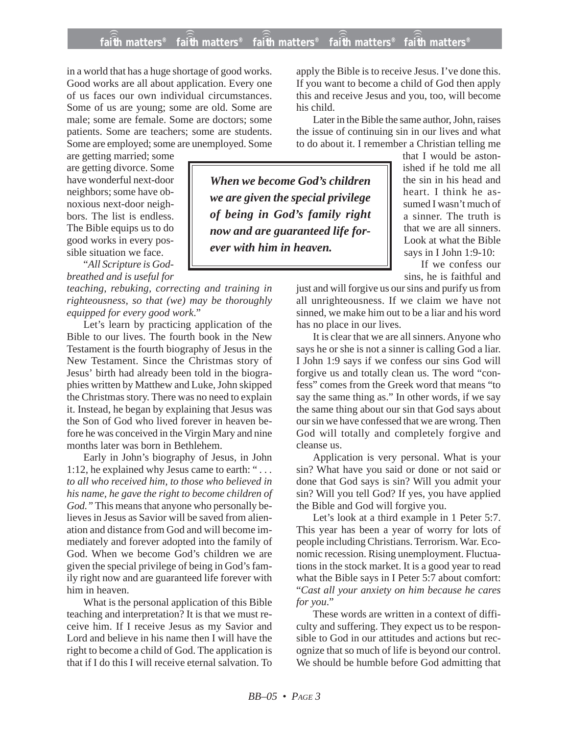in a world that has a huge shortage of good works. Good works are all about application. Every one of us faces our own individual circumstances. Some of us are young; some are old. Some are male; some are female. Some are doctors; some patients. Some are teachers; some are students. Some are employed; some are unemployed. Some are getting married; some are getting divorce. Some have wonderful next-door neighbors; some have obnoxious next-door neighbors. The list is endless. The Bible equips us to do good works in every possible situation we face.

"*All Scripture is God-breathed and is useful for teaching, rebuking, correcting and training in righteousness, so that (we) may be thoroughly equipped for every good work.*"

Let's learn by practicing application of the Bible to our lives. The fourth book in the New Testament is the fourth biography of Jesus in the New Testament. Since the Christmas story of Jesus' birth had already been told in the biographies written by Matthew and Luke, John skipped the Christmas story. There was no need to explain it. Instead, he began by explaining that Jesus was the Son of God who lived forever in heaven before he was conceived in the Virgin Mary and nine months later was born in Bethlehem.

Early in John's biography of Jesus, in John 1:12, he explained why Jesus came to earth: "*. . . to all who received him, to those who believed in his name, he gave the right to become children of God."* This means that anyone who personally believes in Jesus as Savior will be saved from alienation and distance from God and will become immediately and forever adopted into the family of God. When we become God's children we are given the special privilege of being in God's family right now and are guaranteed life forever with him in heaven.

> ***When we become God's children we are given the special privilege of being in God's family right now and are guaranteed life forever with him in heaven.***

What is the personal application of this Bible teaching and interpretation? It is that we must receive him. If I receive Jesus as my Savior and Lord and believe in his name then I will have the right to become a child of God. The application is that if I do this I will receive eternal salvation. To apply the Bible is to receive Jesus. I've done this. If you want to become a child of God then apply this and receive Jesus and you, too, will become his child.

Later in the Bible the same author, John, raises the issue of continuing sin in our lives and what to do about it. I remember a Christian telling me that I would be astonished if he told me all the sin in his head and heart. I think he assumed I wasn't much of a sinner. The truth is that we are all sinners. Look at what the Bible says in I John 1:9-10:

If we confess our sins, he is faithful and just and will forgive us our sins and purify us from all unrighteousness. If we claim we have not sinned, we make him out to be a liar and his word has no place in our lives.

It is clear that we are all sinners. Anyone who says he or she is not a sinner is calling God a liar. I John 1:9 says if we confess our sins God will forgive us and totally clean us. The word "confess" comes from the Greek word that means "to say the same thing as." In other words, if we say the same thing about our sin that God says about our sin we have confessed that we are wrong. Then God will totally and completely forgive and cleanse us.

Application is very personal. What is your sin? What have you said or done or not said or done that God says is sin? Will you admit your sin? Will you tell God? If yes, you have applied the Bible and God will forgive you.

Let's look at a third example in 1 Peter 5:7. This year has been a year of worry for lots of people including Christians. Terrorism. War. Economic recession. Rising unemployment. Fluctuations in the stock market. It is a good year to read what the Bible says in I Peter 5:7 about comfort: "*Cast all your anxiety on him because he cares for you*."

These words are written in a context of difficulty and suffering. They expect us to be responsible to God in our attitudes and actions but recognize that so much of life is beyond our control. We should be humble before God admitting that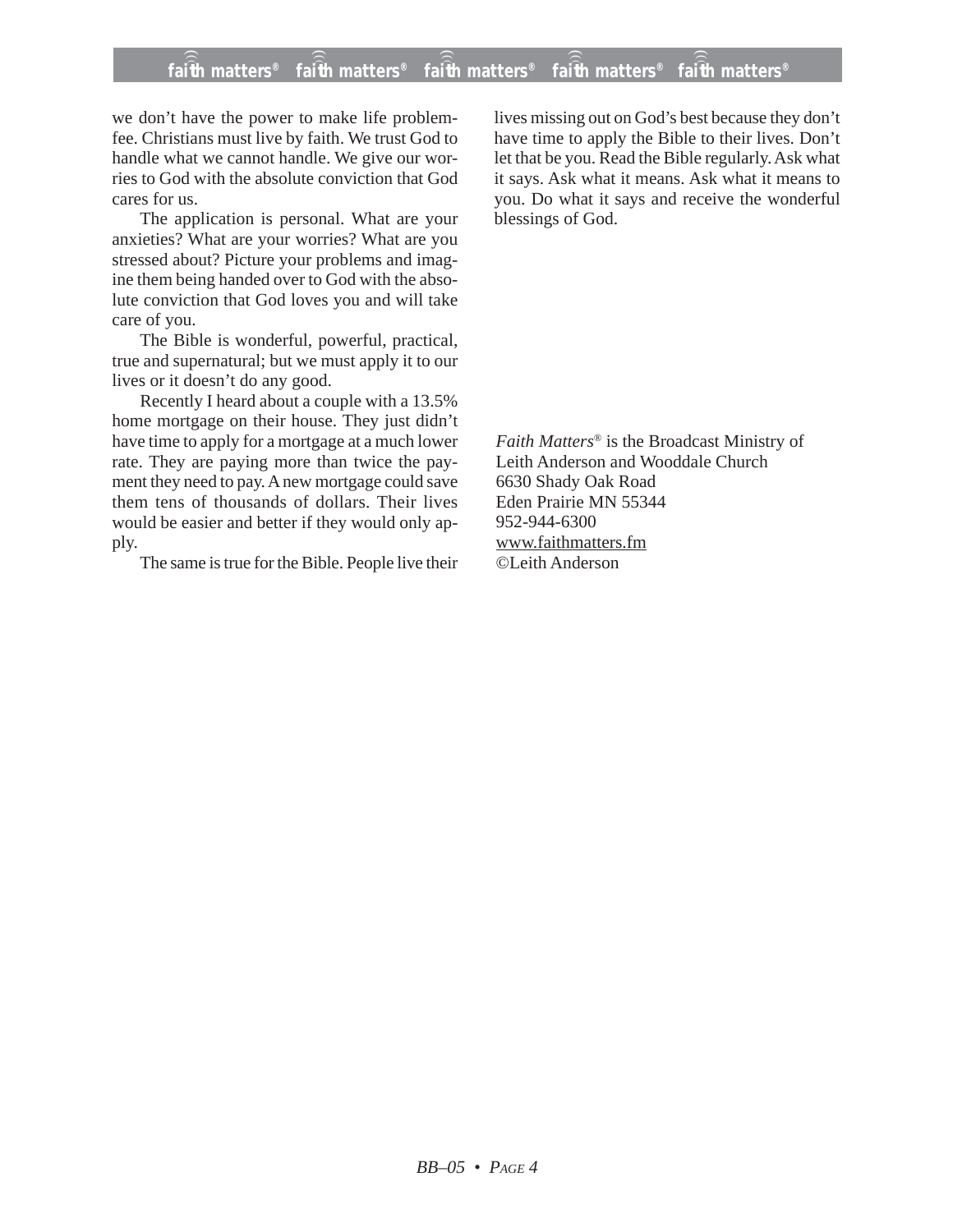we don't have the power to make life problemfee. Christians must live by faith. We trust God to handle what we cannot handle. We give our worries to God with the absolute conviction that God cares for us.

The application is personal. What are your anxieties? What are your worries? What are you stressed about? Picture your problems and imagine them being handed over to God with the absolute conviction that God loves you and will take care of you.

The Bible is wonderful, powerful, practical, true and supernatural; but we must apply it to our lives or it doesn't do any good.

Recently I heard about a couple with a 13.5% home mortgage on their house. They just didn't have time to apply for a mortgage at a much lower rate. They are paying more than twice the payment they need to pay. A new mortgage could save them tens of thousands of dollars. Their lives would be easier and better if they would only apply.

The same is true for the Bible. People live their lives missing out on God's best because they don't have time to apply the Bible to their lives. Don't let that be you. Read the Bible regularly. Ask what it says. Ask what it means. Ask what it means to you. Do what it says and receive the wonderful blessings of God.

*Faith Matters*® is the Broadcast Ministry of
Leith Anderson and Wooddale Church
6630 Shady Oak Road
Eden Prairie MN 55344
952-944-6300
www.faithmatters.fm
©Leith Anderson